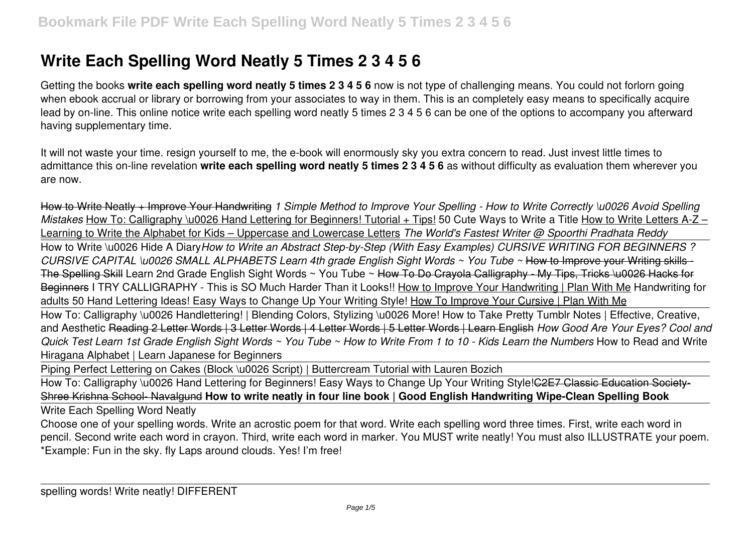# Write Each Spelling Word Neatly 5 Times 2 3 4 5 6

Getting the books **write each spelling word neatly 5 times 2 3 4 5 6** now is not type of challenging means. You could not forlorn going when ebook accrual or library or borrowing from your associates to way in them. This is an completely easy means to specifically acquire lead by on-line. This online notice write each spelling word neatly 5 times 2 3 4 5 6 can be one of the options to accompany you afterward having supplementary time.

It will not waste your time. resign yourself to me, the e-book will enormously sky you extra concern to read. Just invest little times to admittance this on-line revelation **write each spelling word neatly 5 times 2 3 4 5 6** as without difficulty as evaluation them wherever you are now.

How to Write Neatly + Improve Your Handwriting *1 Simple Method to Improve Your Spelling - How to Write Correctly \u0026 Avoid Spelling Mistakes* How To: Calligraphy \u0026 Hand Lettering for Beginners! Tutorial + Tips! 50 Cute Ways to Write a Title How to Write Letters A-Z – Learning to Write the Alphabet for Kids – Uppercase and Lowercase Letters *The World's Fastest Writer @ Spoorthi Pradhata Reddy*

How to Write \u0026 Hide A Diary *How to Write an Abstract Step-by-Step (With Easy Examples) CURSIVE WRITING FOR BEGINNERS ? CURSIVE CAPITAL \u0026 SMALL ALPHABETS Learn 4th grade English Sight Words ~ You Tube ~* ~~How to Improve your Writing skills - The Spelling Skill~~ Learn 2nd Grade English Sight Words ~ You Tube ~ ~~How To Do Crayola Calligraphy - My Tips, Tricks \u0026 Hacks for Beginners~~ I TRY CALLIGRAPHY - This is SO Much Harder Than it Looks!! How to Improve Your Handwriting | Plan With Me Handwriting for adults 50 Hand Lettering Ideas! Easy Ways to Change Up Your Writing Style! How To Improve Your Cursive | Plan With Me

How To: Calligraphy \u0026 Handlettering! | Blending Colors, Stylizing \u0026 More! How to Take Pretty Tumblr Notes | Effective, Creative, and Aesthetic ~~Reading 2 Letter Words | 3 Letter Words | 4 Letter Words | 5 Letter Words | Learn English~~ *How Good Are Your Eyes? Cool and Quick Test Learn 1st Grade English Sight Words ~ You Tube ~ How to Write From 1 to 10 - Kids Learn the Numbers* How to Read and Write Hiragana Alphabet | Learn Japanese for Beginners

Piping Perfect Lettering on Cakes (Block \u0026 Script) | Buttercream Tutorial with Lauren Bozich

How To: Calligraphy \u0026 Hand Lettering for Beginners! Easy Ways to Change Up Your Writing Style! ~~C2E7 Classic Education Society-Shree Krishna School- Navalgund~~ **How to write neatly in four line book | Good English Handwriting Wipe-Clean Spelling Book**

Write Each Spelling Word Neatly

Choose one of your spelling words. Write an acrostic poem for that word. Write each spelling word three times. First, write each word in pencil. Second write each word in crayon. Third, write each word in marker. You MUST write neatly! You must also ILLUSTRATE your poem. *Example: Fun in the sky. fly Laps around clouds. Yes! I'm free!

spelling words! Write neatly! DIFFERENT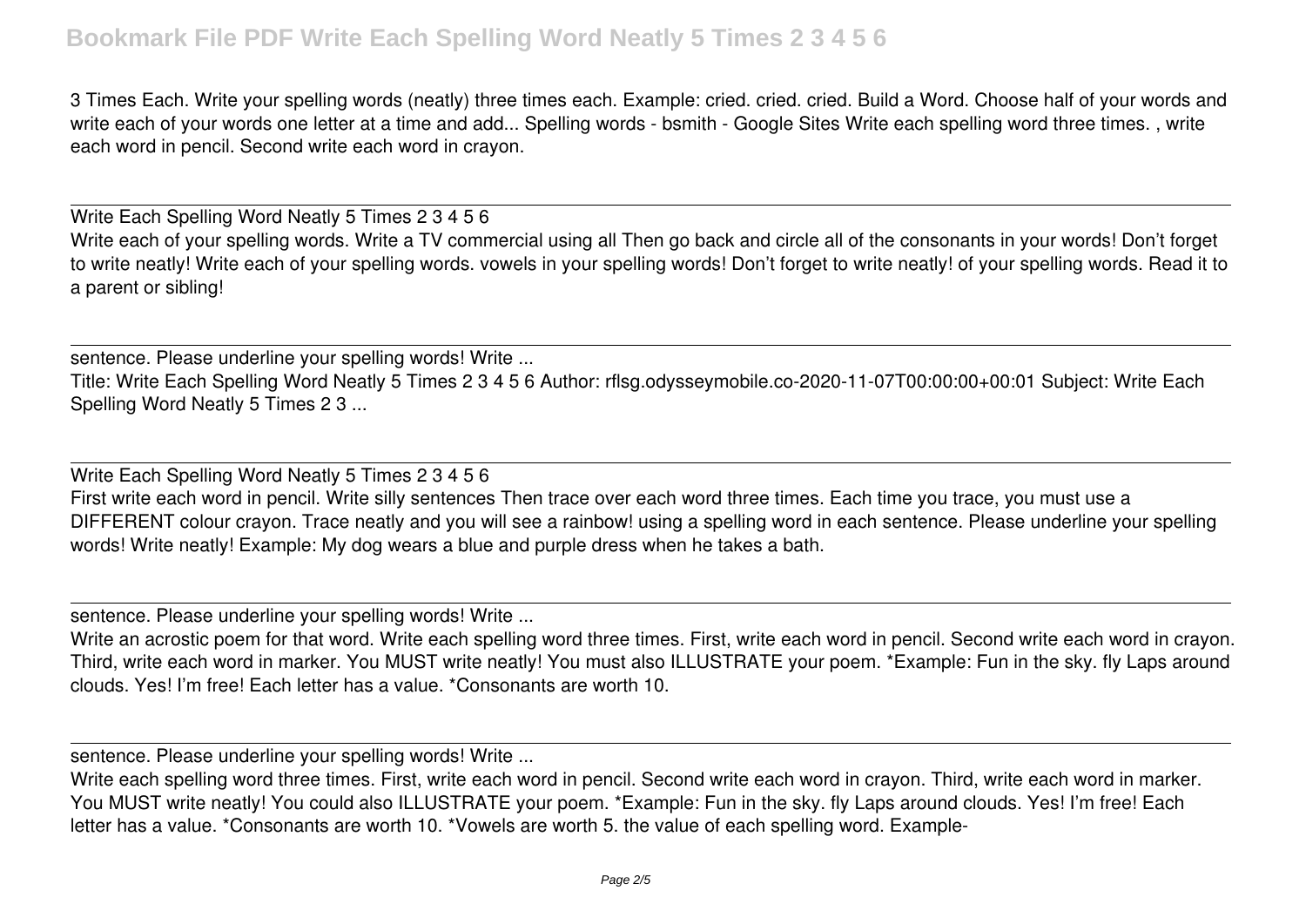3 Times Each. Write your spelling words (neatly) three times each. Example: cried. cried. cried. Build a Word. Choose half of your words and write each of your words one letter at a time and add... Spelling words - bsmith - Google Sites Write each spelling word three times. , write each word in pencil. Second write each word in crayon.

Write Each Spelling Word Neatly 5 Times 2 3 4 5 6

Write each of your spelling words. Write a TV commercial using all Then go back and circle all of the consonants in your words! Don't forget to write neatly! Write each of your spelling words. vowels in your spelling words! Don't forget to write neatly! of your spelling words. Read it to a parent or sibling!

sentence. Please underline your spelling words! Write ...

Title: Write Each Spelling Word Neatly 5 Times 2 3 4 5 6 Author: rflsg.odysseymobile.co-2020-11-07T00:00:00+00:01 Subject: Write Each Spelling Word Neatly 5 Times 2 3 ...

Write Each Spelling Word Neatly 5 Times 2 3 4 5 6

First write each word in pencil. Write silly sentences Then trace over each word three times. Each time you trace, you must use a DIFFERENT colour crayon. Trace neatly and you will see a rainbow! using a spelling word in each sentence. Please underline your spelling words! Write neatly! Example: My dog wears a blue and purple dress when he takes a bath.

sentence. Please underline your spelling words! Write ...

Write an acrostic poem for that word. Write each spelling word three times. First, write each word in pencil. Second write each word in crayon. Third, write each word in marker. You MUST write neatly! You must also ILLUSTRATE your poem. *Example: Fun in the sky. fly Laps around clouds. Yes! I'm free! Each letter has a value. *Consonants are worth 10.

sentence. Please underline your spelling words! Write ...

Write each spelling word three times. First, write each word in pencil. Second write each word in crayon. Third, write each word in marker. You MUST write neatly! You could also ILLUSTRATE your poem. *Example: Fun in the sky. fly Laps around clouds. Yes! I'm free! Each letter has a value. *Consonants are worth 10. *Vowels are worth 5. the value of each spelling word. Example-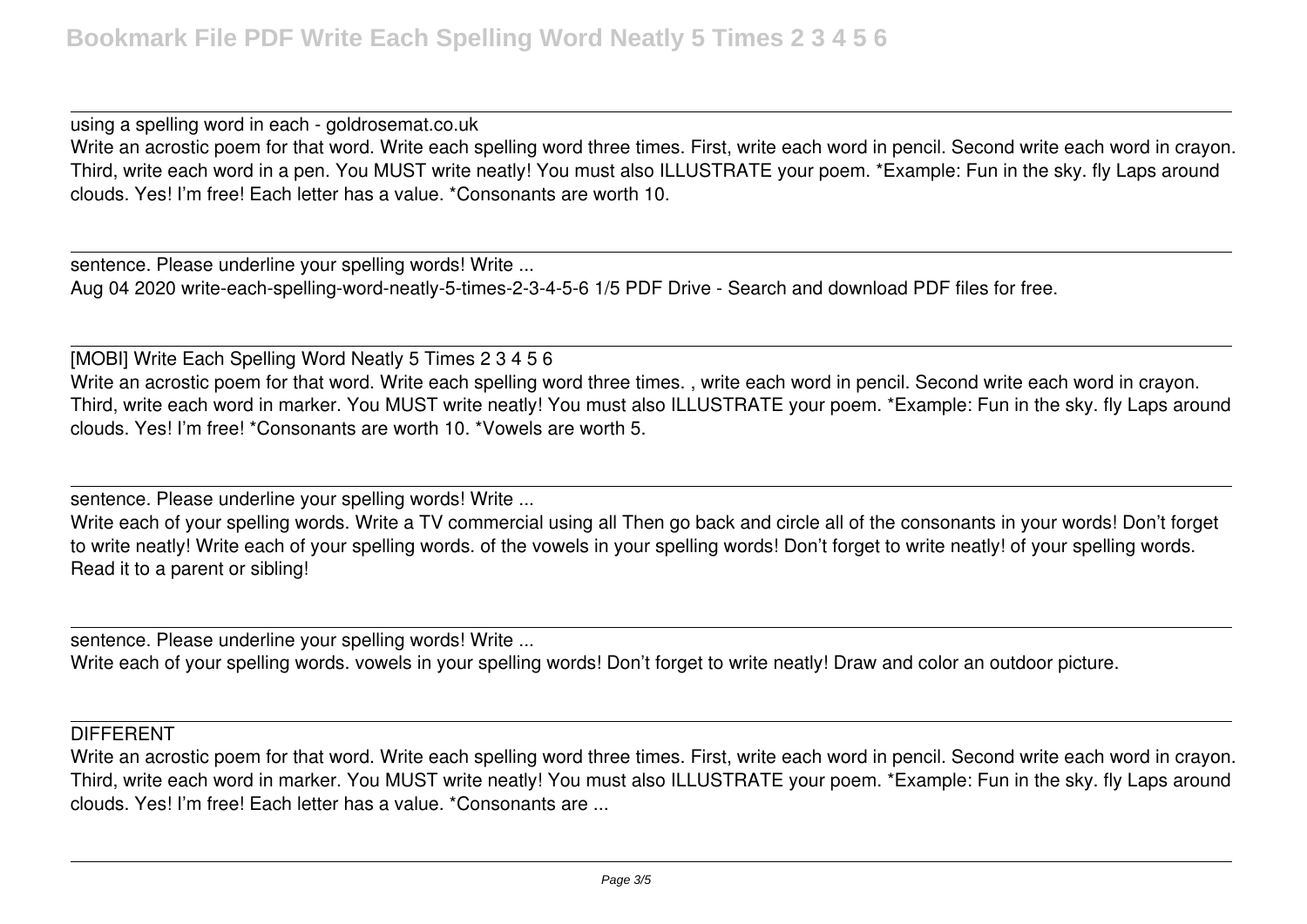using a spelling word in each - goldrosemat.co.uk

Write an acrostic poem for that word. Write each spelling word three times. First, write each word in pencil. Second write each word in crayon. Third, write each word in a pen. You MUST write neatly! You must also ILLUSTRATE your poem. *Example: Fun in the sky. fly Laps around clouds. Yes! I'm free! Each letter has a value. *Consonants are worth 10.

sentence. Please underline your spelling words! Write ...

Aug 04 2020 write-each-spelling-word-neatly-5-times-2-3-4-5-6 1/5 PDF Drive - Search and download PDF files for free.

[MOBI] Write Each Spelling Word Neatly 5 Times 2 3 4 5 6

Write an acrostic poem for that word. Write each spelling word three times. , write each word in pencil. Second write each word in crayon. Third, write each word in marker. You MUST write neatly! You must also ILLUSTRATE your poem. *Example: Fun in the sky. fly Laps around clouds. Yes! I'm free! *Consonants are worth 10. *Vowels are worth 5.

sentence. Please underline your spelling words! Write ...

Write each of your spelling words. Write a TV commercial using all Then go back and circle all of the consonants in your words! Don't forget to write neatly! Write each of your spelling words. of the vowels in your spelling words! Don't forget to write neatly! of your spelling words. Read it to a parent or sibling!

sentence. Please underline your spelling words! Write ...

Write each of your spelling words. vowels in your spelling words! Don't forget to write neatly! Draw and color an outdoor picture.

DIFFERENT

Write an acrostic poem for that word. Write each spelling word three times. First, write each word in pencil. Second write each word in crayon. Third, write each word in marker. You MUST write neatly! You must also ILLUSTRATE your poem. *Example: Fun in the sky. fly Laps around clouds. Yes! I'm free! Each letter has a value. *Consonants are ...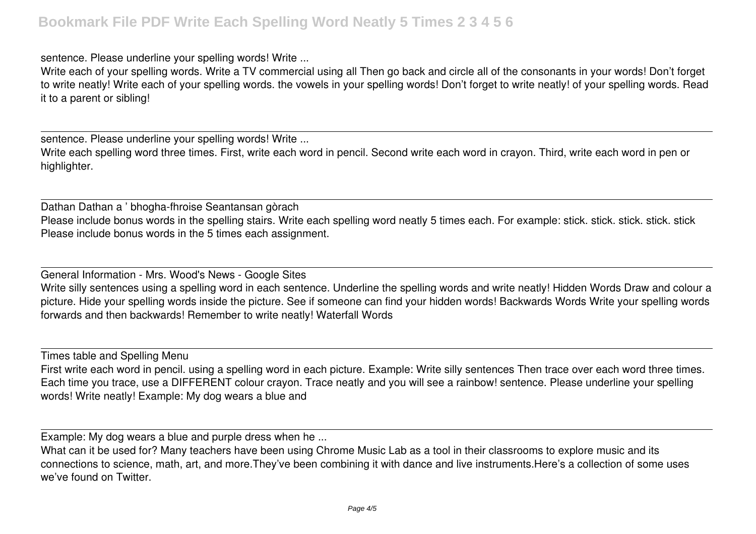sentence. Please underline your spelling words! Write ...

Write each of your spelling words. Write a TV commercial using all Then go back and circle all of the consonants in your words! Don't forget to write neatly! Write each of your spelling words. the vowels in your spelling words! Don't forget to write neatly! of your spelling words. Read it to a parent or sibling!

sentence. Please underline your spelling words! Write ...

Write each spelling word three times. First, write each word in pencil. Second write each word in crayon. Third, write each word in pen or highlighter.

Dathan Dathan a ' bhogha-fhroise Seantansan gòrach

Please include bonus words in the spelling stairs. Write each spelling word neatly 5 times each. For example: stick. stick. stick. stick. stick Please include bonus words in the 5 times each assignment.

General Information - Mrs. Wood's News - Google Sites

Write silly sentences using a spelling word in each sentence. Underline the spelling words and write neatly! Hidden Words Draw and colour a picture. Hide your spelling words inside the picture. See if someone can find your hidden words! Backwards Words Write your spelling words forwards and then backwards! Remember to write neatly! Waterfall Words

Times table and Spelling Menu

First write each word in pencil. using a spelling word in each picture. Example: Write silly sentences Then trace over each word three times. Each time you trace, use a DIFFERENT colour crayon. Trace neatly and you will see a rainbow! sentence. Please underline your spelling words! Write neatly! Example: My dog wears a blue and

Example: My dog wears a blue and purple dress when he ...

What can it be used for? Many teachers have been using Chrome Music Lab as a tool in their classrooms to explore music and its connections to science, math, art, and more.They've been combining it with dance and live instruments.Here's a collection of some uses we've found on Twitter.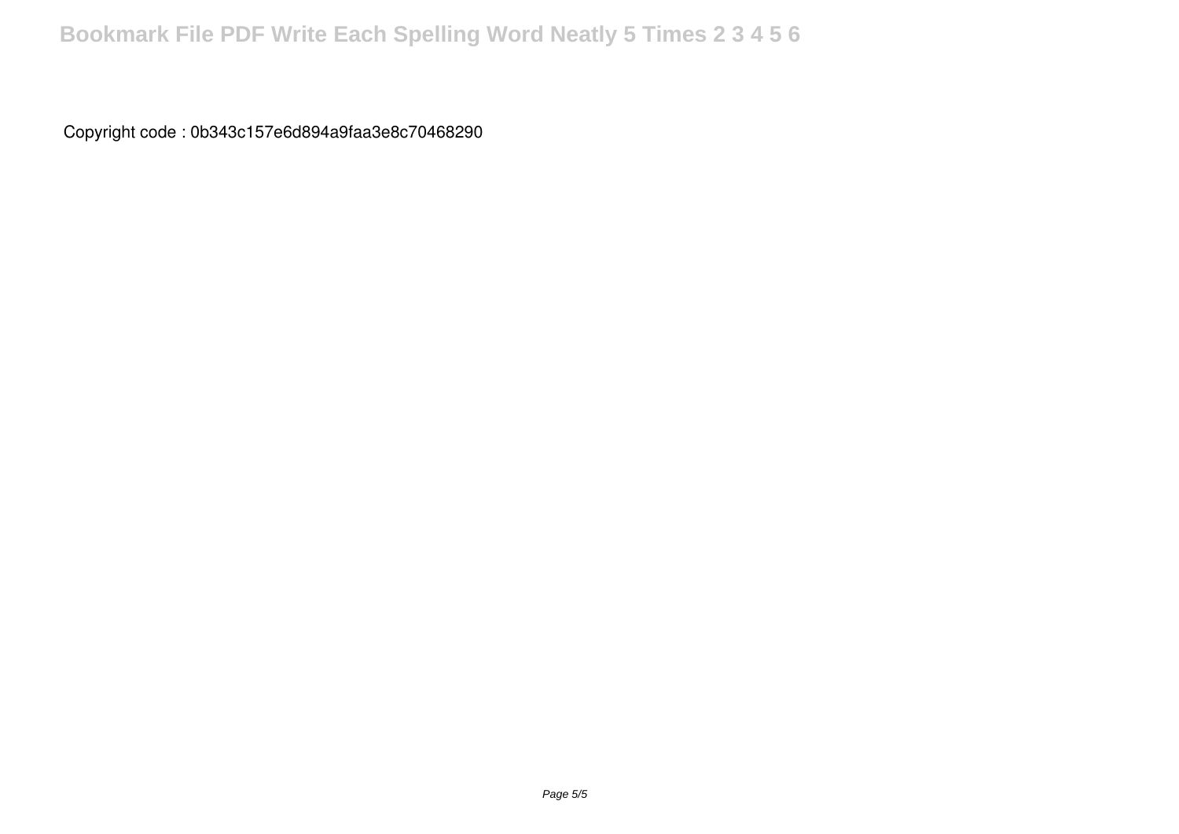Copyright code : 0b343c157e6d894a9faa3e8c70468290